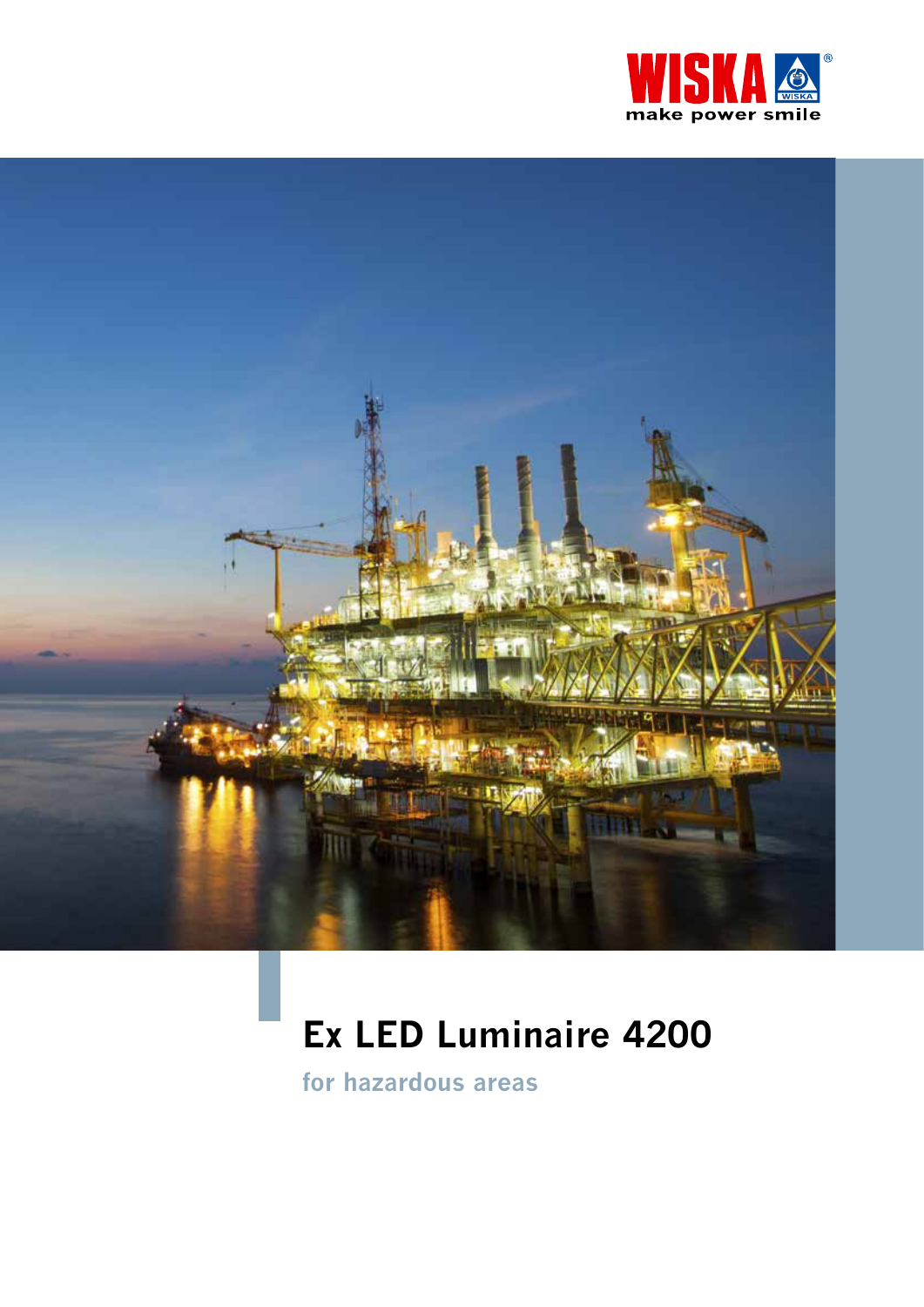WISKA
make power smile

# Ex LED Luminaire 4200

## for hazardous areas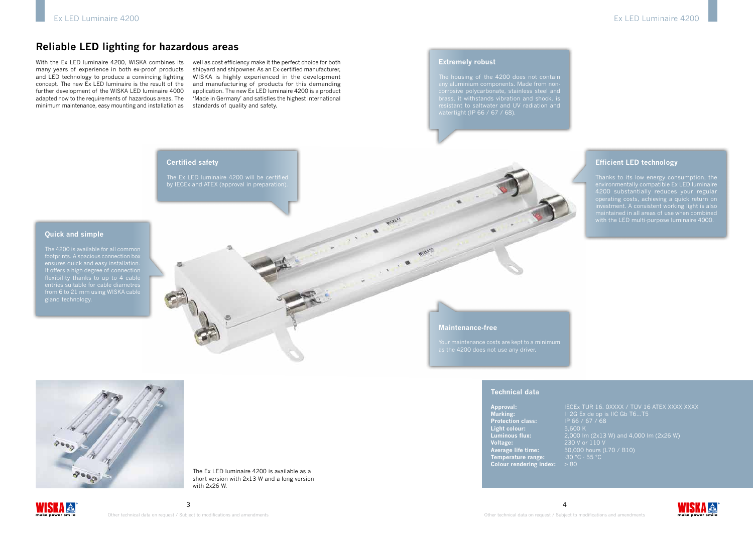## Reliable LED lighting for hazardous areas

With the Ex LED luminaire 4200, WISKA combines its many years of experience in both ex-proof products and LED technology to produce a convincing lighting concept. The new Ex LED luminaire is the result of the further development of the WISKA LED luminaire 4000 adapted now to the requirements of hazardous areas. The minimum maintenance, easy mounting and installation as well as cost efficiency make it the perfect choice for both shipyard and shipowner. As an Ex-certified manufacturer, WISKA is highly experienced in the development and manufacturing of products for this demanding application. The new Ex LED luminaire 4200 is a product 'Made in Germany' and satisfies the highest international standards of quality and safety.

### Extremely robust

The housing of the 4200 does not contain any aluminium components. Made from non-corrosive polycarbonate, stainless steel and brass, it withstands vibration and shock, is resistant to saltwater and UV radiation and watertight (IP 66 / 67 / 68).

### Certified safety

The Ex LED luminaire 4200 will be certified by IECEx and ATEX (approval in preparation).

### Efficient LED technology

Thanks to its low energy consumption, the environmentally compatible Ex LED luminaire 4200 substantially reduces your regular operating costs, achieving a quick return on investment. A consistent working light is also maintained in all areas of use when combined with the LED multi-purpose luminaire 4000.

### Quick and simple

The 4200 is available for all common footprints. A spacious connection box ensures quick and easy installation. It offers a high degree of connection flexibility thanks to up to 4 cable entries suitable for cable diametres from 6 to 21 mm using WISKA cable gland technology.

### Maintenance-free

Your maintenance costs are kept to a minimum as the 4200 does not use any driver.

The Ex LED luminaire 4200 is available as a short version with 2x13 W and a long version with 2x26 W.

### Technical data

| | |
|---|---|
| **Approval:** | IECEx TUR 16. 0XXXX / TÜV 16 ATEX XXXX XXXX |
| **Marking:** | II 2G Ex de op is IIC Gb T6...T5 |
| **Protection class:** | IP 66 / 67 / 68 |
| **Light colour:** | 5,600 K |
| **Luminous flux:** | 2,000 lm (2x13 W) and 4,000 lm (2x26 W) |
| **Voltage:** | 230 V or 110 V |
| **Average life time:** | 50,000 hours (L70 / B10) |
| **Temperature range:** | -30 °C - 55 °C |
| **Colour rendering index:** | > 80 |

Other technical data on request / Subject to modifications and amendments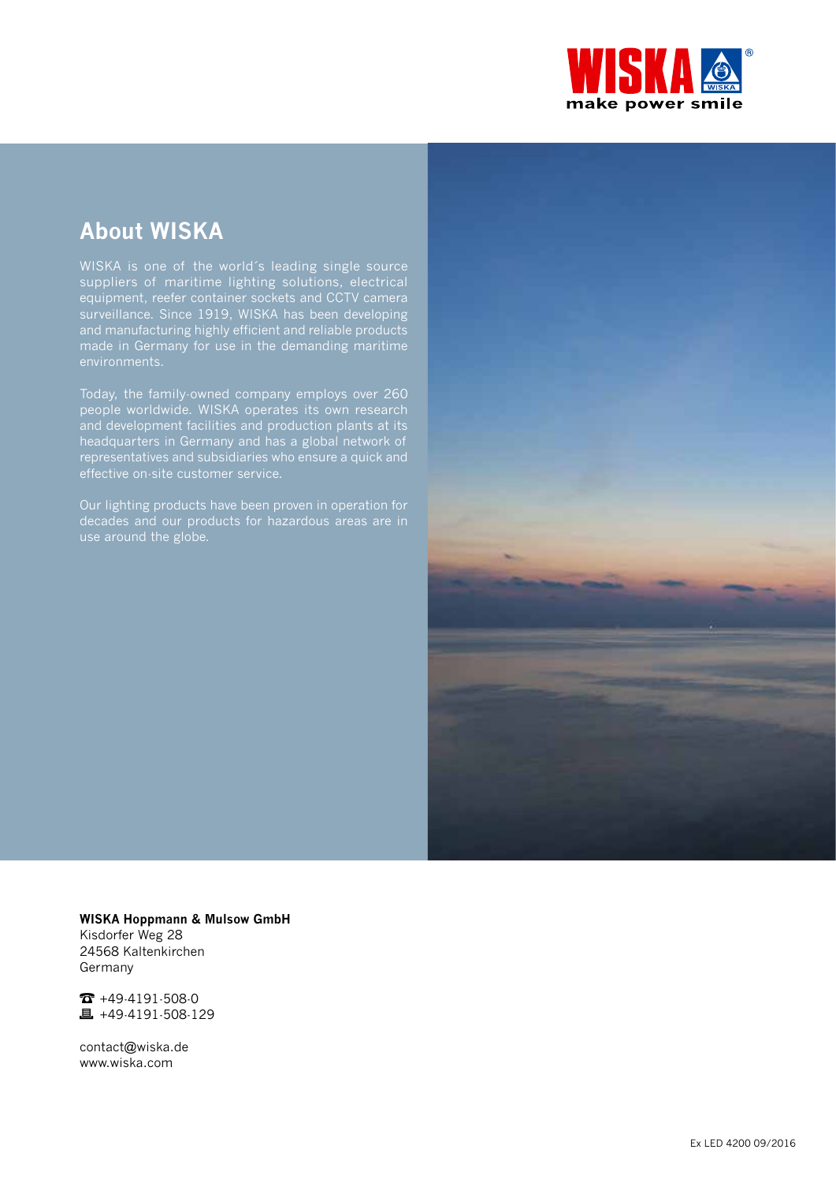## About WISKA

WISKA is one of the world´s leading single source suppliers of maritime lighting solutions, electrical equipment, reefer container sockets and CCTV camera surveillance. Since 1919, WISKA has been developing and manufacturing highly efficient and reliable products made in Germany for use in the demanding maritime environments.

Today, the family-owned company employs over 260 people worldwide. WISKA operates its own research and development facilities and production plants at its headquarters in Germany and has a global network of representatives and subsidiaries who ensure a quick and effective on-site customer service.

Our lighting products have been proven in operation for decades and our products for hazardous areas are in use around the globe.

**WISKA Hoppmann & Mulsow GmbH**
Kisdorfer Weg 28
24568 Kaltenkirchen
Germany

☎ +49-4191-508-0
🖷 +49-4191-508-129

contact@wiska.de
www.wiska.com

Ex LED 4200 09/2016